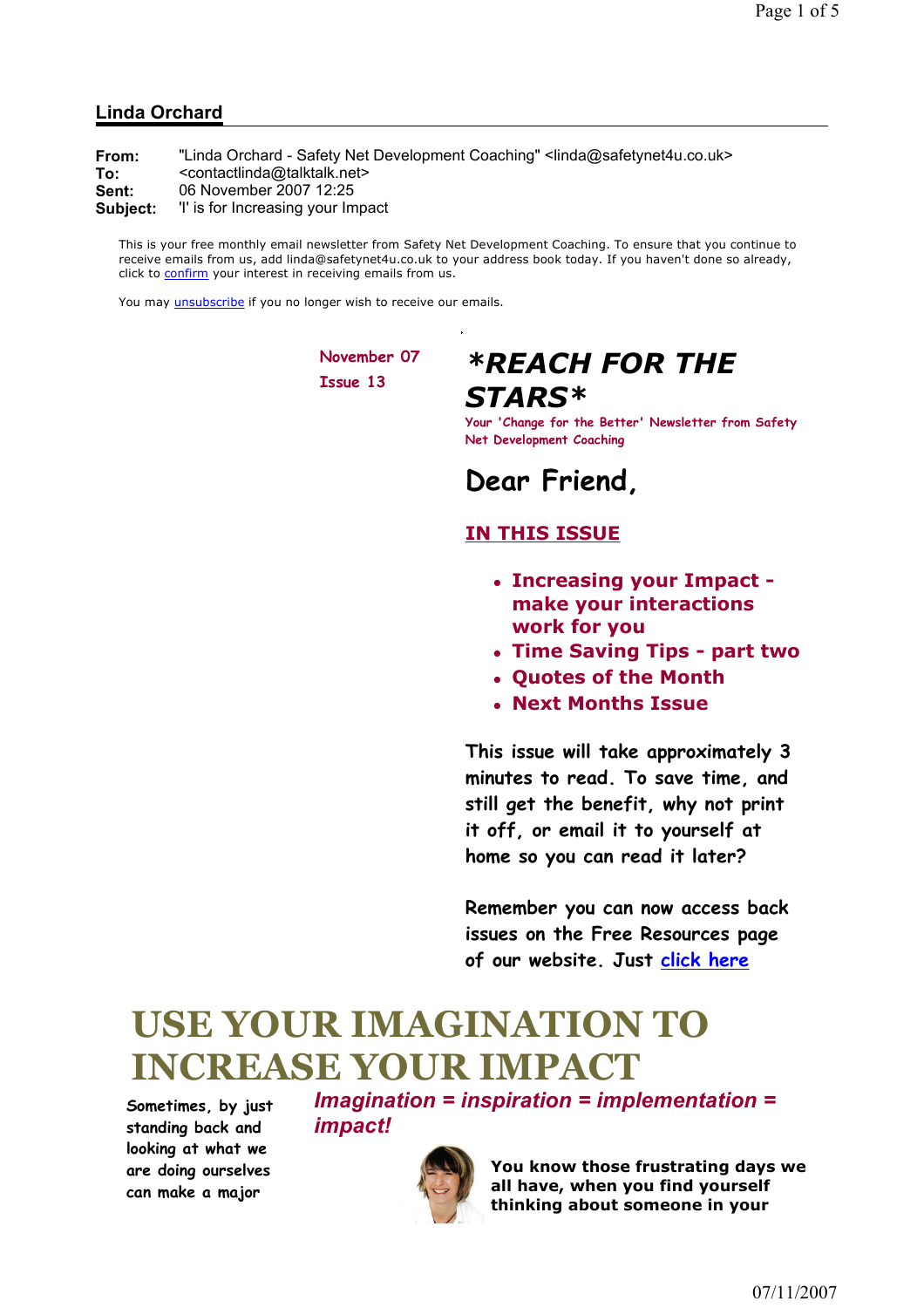## Linda Orchard

**From:** "Linda Orchard - Safety Net Development Coaching" <linda@safetynet4u.co.uk>
**To:** <contactlinda@talktalk.net>
**Sent:** 06 November 2007 12:25
**Subject:** 'I' is for Increasing your Impact

This is your free monthly email newsletter from Safety Net Development Coaching. To ensure that you continue to receive emails from us, add linda@safetynet4u.co.uk to your address book today. If you haven't done so already, click to confirm your interest in receiving emails from us.

You may unsubscribe if you no longer wish to receive our emails.

November 07
Issue 13

# *REACH FOR THE STARS*

Your 'Change for the Better' Newsletter from Safety Net Development Coaching

## Dear Friend,

### IN THIS ISSUE

- **Increasing your Impact - make your interactions work for you**
- **Time Saving Tips - part two**
- **Quotes of the Month**
- **Next Months Issue**

This issue will take approximately 3 minutes to read. To save time, and still get the benefit, why not print it off, or email it to yourself at home so you can read it later?

Remember you can now access back issues on the Free Resources page of our website. Just click here

# USE YOUR IMAGINATION TO INCREASE YOUR IMPACT

*Imagination = inspiration = implementation = impact!*

Sometimes, by just standing back and looking at what we are doing ourselves can make a major

**You know those frustrating days we all have, when you find yourself thinking about someone in your**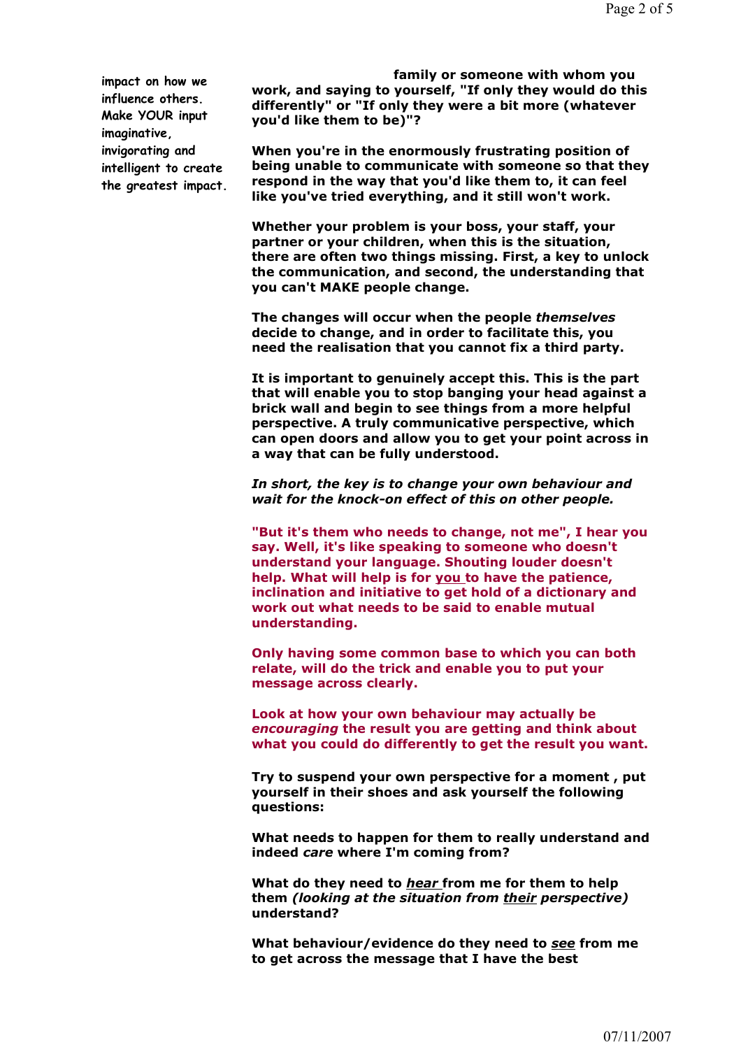impact on how we influence others. Make YOUR input imaginative, invigorating and intelligent to create the greatest impact.

**family or someone with whom you work, and saying to yourself, "If only they would do this differently" or "If only they were a bit more (whatever you'd like them to be)"?**

**When you're in the enormously frustrating position of being unable to communicate with someone so that they respond in the way that you'd like them to, it can feel like you've tried everything, and it still won't work.**

**Whether your problem is your boss, your staff, your partner or your children, when this is the situation, there are often two things missing. First, a key to unlock the communication, and second, the understanding that you can't MAKE people change.**

**The changes will occur when the people *themselves* decide to change, and in order to facilitate this, you need the realisation that you cannot fix a third party.**

**It is important to genuinely accept this. This is the part that will enable you to stop banging your head against a brick wall and begin to see things from a more helpful perspective. A truly communicative perspective, which can open doors and allow you to get your point across in a way that can be fully understood.**

***In short, the key is to change your own behaviour and wait for the knock-on effect of this on other people.***

**"But it's them who needs to change, not me", I hear you say. Well, it's like speaking to someone who doesn't understand your language. Shouting louder doesn't help. What will help is for <u>you</u> to have the patience, inclination and initiative to get hold of a dictionary and work out what needs to be said to enable mutual understanding.**

**Only having some common base to which you can both relate, will do the trick and enable you to put your message across clearly.**

**Look at how your own behaviour may actually be *encouraging* the result you are getting and think about what you could do differently to get the result you want.**

**Try to suspend your own perspective for a moment , put yourself in their shoes and ask yourself the following questions:**

**What needs to happen for them to really understand and indeed *care* where I'm coming from?**

**What do they need to *<u>hear</u>* from me for them to help them *(looking at the situation from <u>their</u> perspective)* understand?**

**What behaviour/evidence do they need to *<u>see</u>* from me to get across the message that I have the best**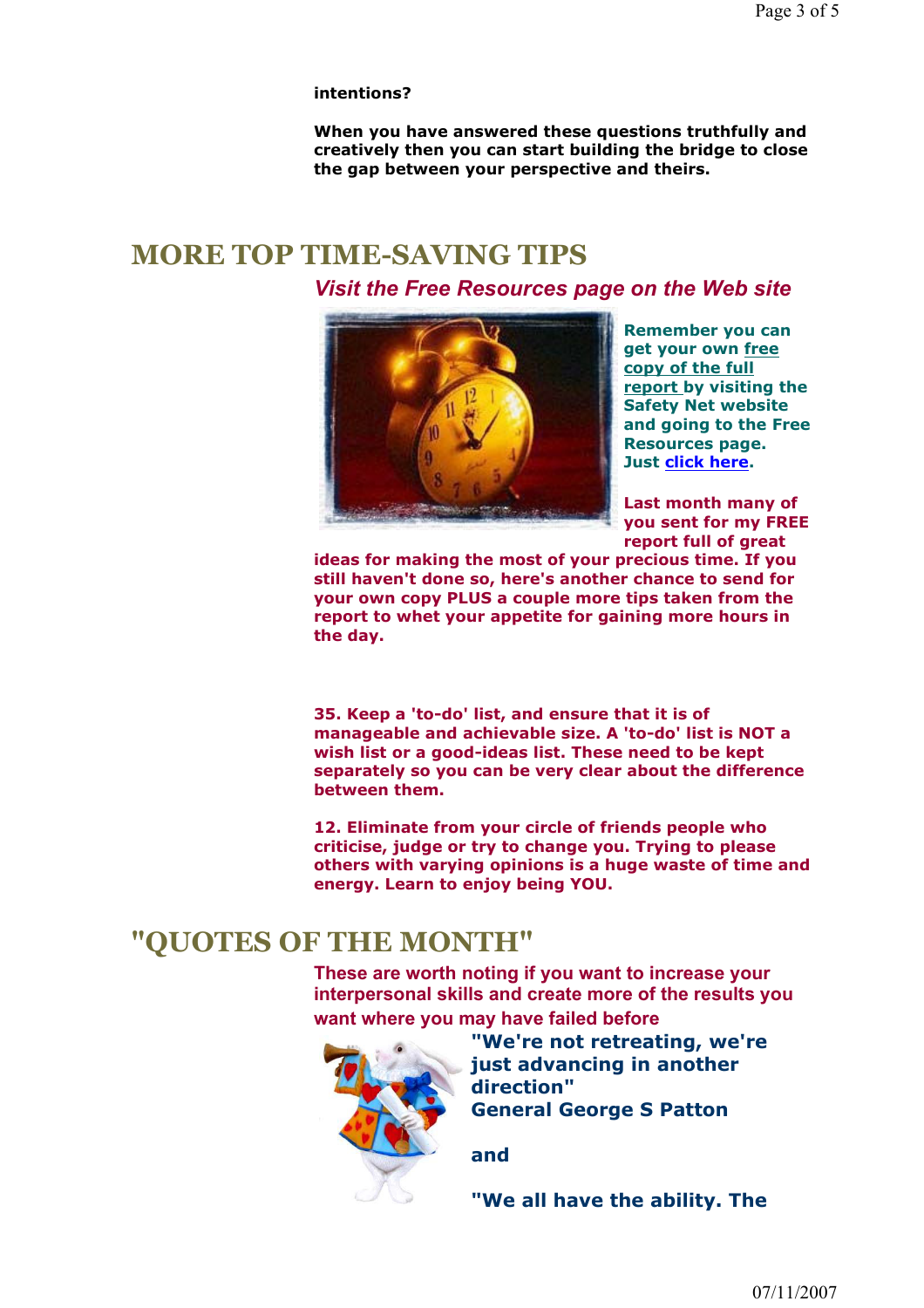**intentions?**

**When you have answered these questions truthfully and creatively then you can start building the bridge to close the gap between your perspective and theirs.**

## MORE TOP TIME-SAVING TIPS

***Visit the Free Resources page on the Web site***

**Remember you can get your own free copy of the full report by visiting the Safety Net website and going to the Free Resources page. Just click here.**

**Last month many of you sent for my FREE report full of great ideas for making the most of your precious time. If you still haven't done so, here's another chance to send for your own copy PLUS a couple more tips taken from the report to whet your appetite for gaining more hours in the day.**

**35. Keep a 'to-do' list, and ensure that it is of manageable and achievable size. A 'to-do' list is NOT a wish list or a good-ideas list. These need to be kept separately so you can be very clear about the difference between them.**

**12. Eliminate from your circle of friends people who criticise, judge or try to change you. Trying to please others with varying opinions is a huge waste of time and energy. Learn to enjoy being YOU.**

## "QUOTES OF THE MONTH"

**These are worth noting if you want to increase your interpersonal skills and create more of the results you want where you may have failed before**

**"We're not retreating, we're just advancing in another direction"**
**General George S Patton**

**and**

**"We all have the ability. The**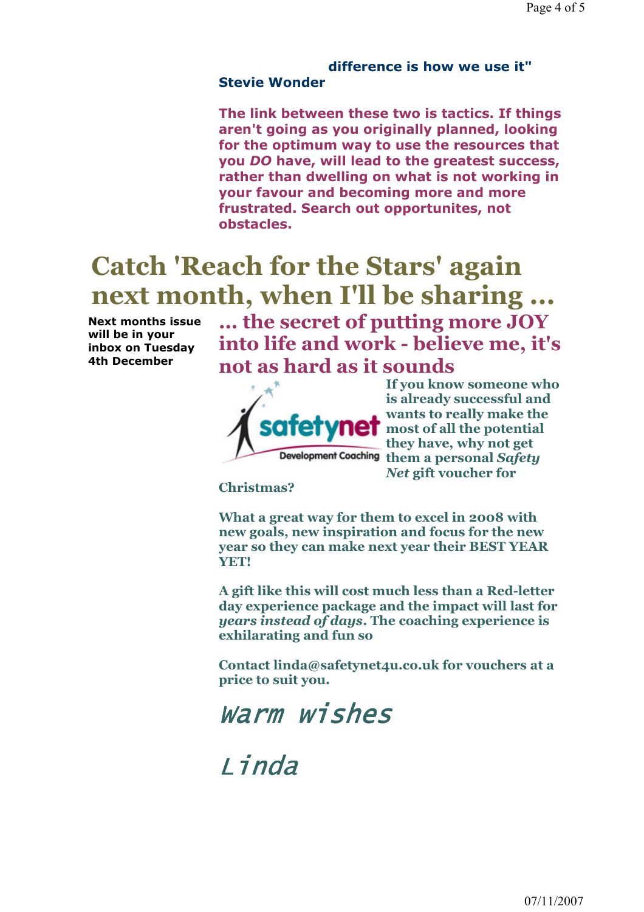**difference is how we use it"**
**Stevie Wonder**

**The link between these two is tactics. If things aren't going as you originally planned, looking for the optimum way to use the resources that you *DO* have, will lead to the greatest success, rather than dwelling on what is not working in your favour and becoming more and more frustrated. Search out opportunites, not obstacles.**

# Catch 'Reach for the Stars' again next month, when I'll be sharing ...

**Next months issue will be in your inbox on Tuesday 4th December**

## ... the secret of putting more JOY into life and work - believe me, it's not as hard as it sounds

safetynet Development Coaching

**If you know someone who is already successful and wants to really make the most of all the potential they have, why not get them a personal *Safety Net* gift voucher for Christmas?**

**What a great way for them to excel in 2008 with new goals, new inspiration and focus for the new year so they can make next year their BEST YEAR YET!**

**A gift like this will cost much less than a Red-letter day experience package and the impact will last for *years instead of days*. The coaching experience is exhilarating and fun so**

**Contact linda@safetynet4u.co.uk for vouchers at a price to suit you.**

*Warm wishes*

*Linda*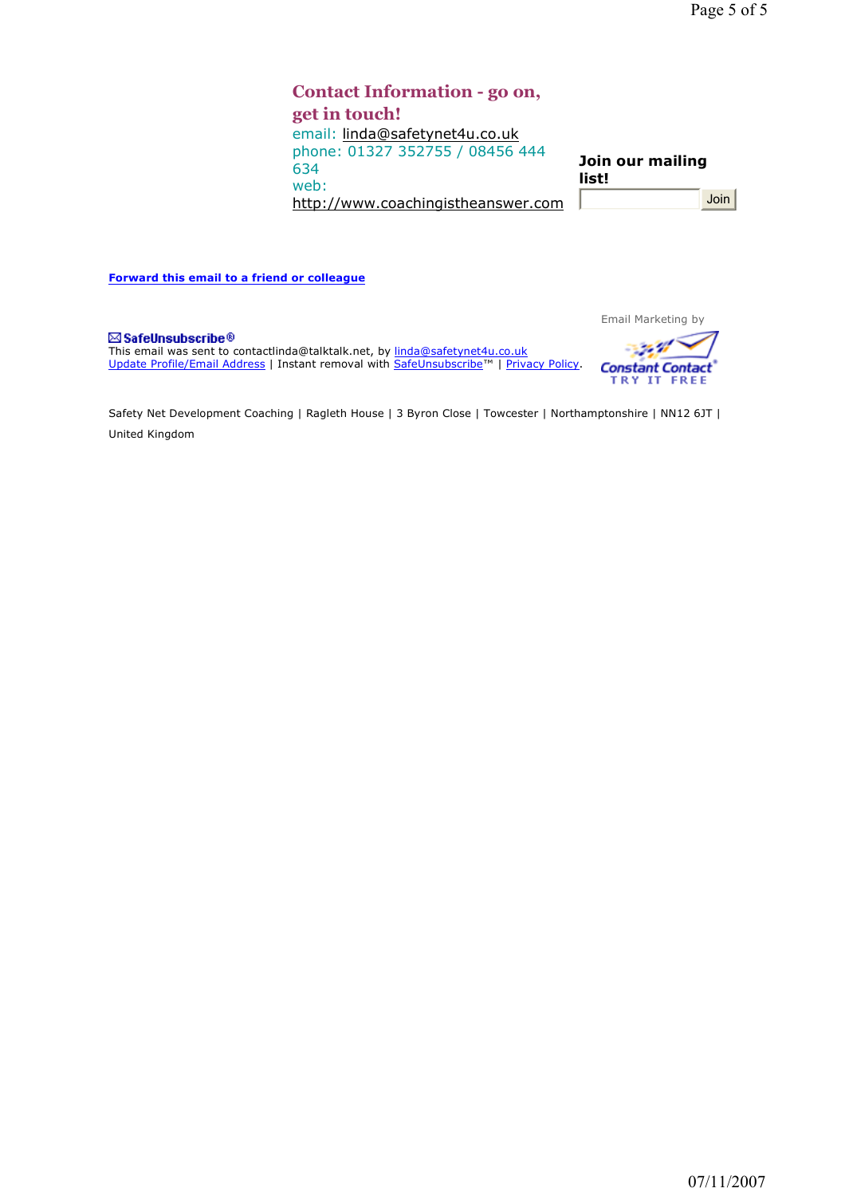## Contact Information - go on, get in touch!

email: linda@safetynet4u.co.uk
phone: 01327 352755 / 08456 444 634
web: http://www.coachingistheanswer.com

**Join our mailing list!**

Join

**Forward this email to a friend or colleague**

Email Marketing by

Constant Contact
TRY IT FREE

**SafeUnsubscribe®**
This email was sent to contactlinda@talktalk.net, by linda@safetynet4u.co.uk
Update Profile/Email Address | Instant removal with SafeUnsubscribe™ | Privacy Policy.

Safety Net Development Coaching | Ragleth House | 3 Byron Close | Towcester | Northamptonshire | NN12 6JT | United Kingdom